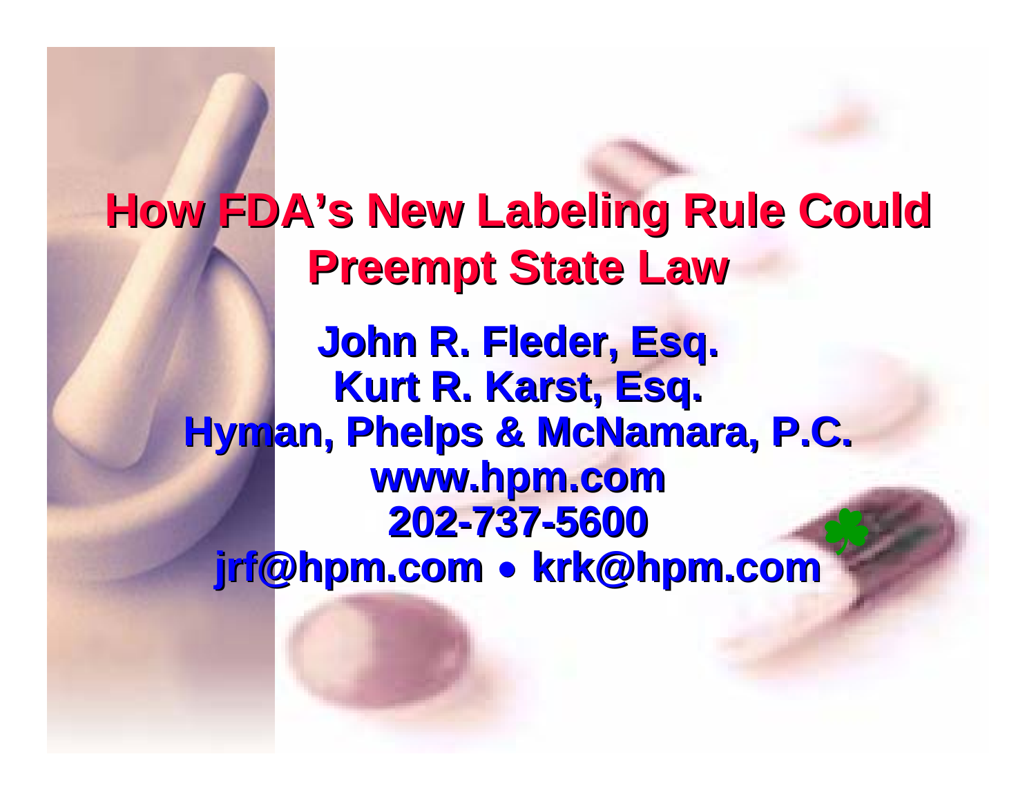# How FDA's New Labeling Rule Could Preempt State Law

**John R. Fleder, Esq.**
**Kurt R. Karst, Esq.**
**Hyman, Phelps & McNamara, P.C.**
**www.hpm.com**
**202-737-5600**
**jrf@hpm.com • krk@hpm.com**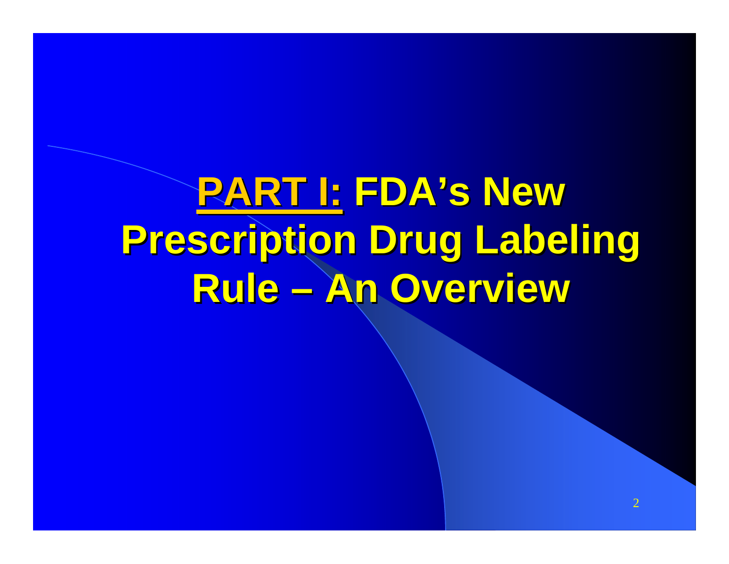# PART I: FDA's New Prescription Drug Labeling Rule – An Overview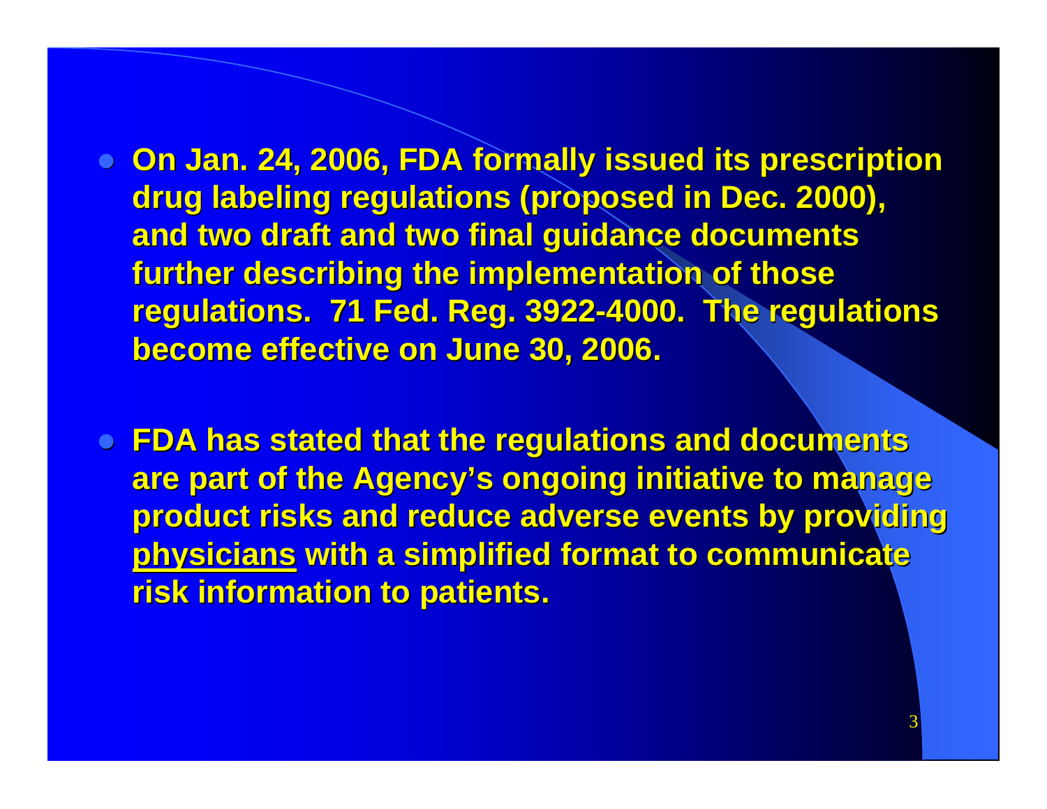- On Jan. 24, 2006, FDA formally issued its prescription drug labeling regulations (proposed in Dec. 2000), and two draft and two final guidance documents further describing the implementation of those regulations. 71 Fed. Reg. 3922-4000. The regulations become effective on June 30, 2006.

- FDA has stated that the regulations and documents are part of the Agency's ongoing initiative to manage product risks and reduce adverse events by providing <u>physicians</u> with a simplified format to communicate risk information to patients.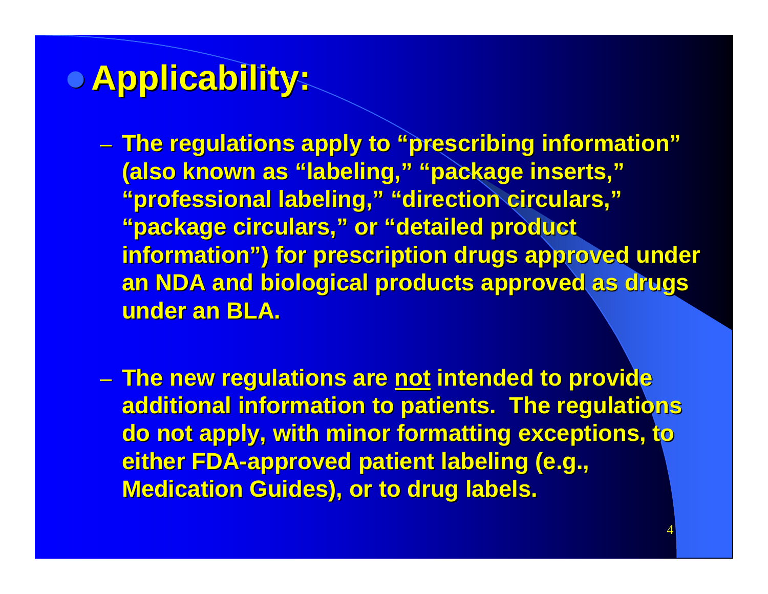# Applicability:

- The regulations apply to "prescribing information" (also known as "labeling," "package inserts," "professional labeling," "direction circulars," "package circulars," or "detailed product information") for prescription drugs approved under an NDA and biological products approved as drugs under an BLA.

- The new regulations are <u>not</u> intended to provide additional information to patients. The regulations do not apply, with minor formatting exceptions, to either FDA-approved patient labeling (e.g., Medication Guides), or to drug labels.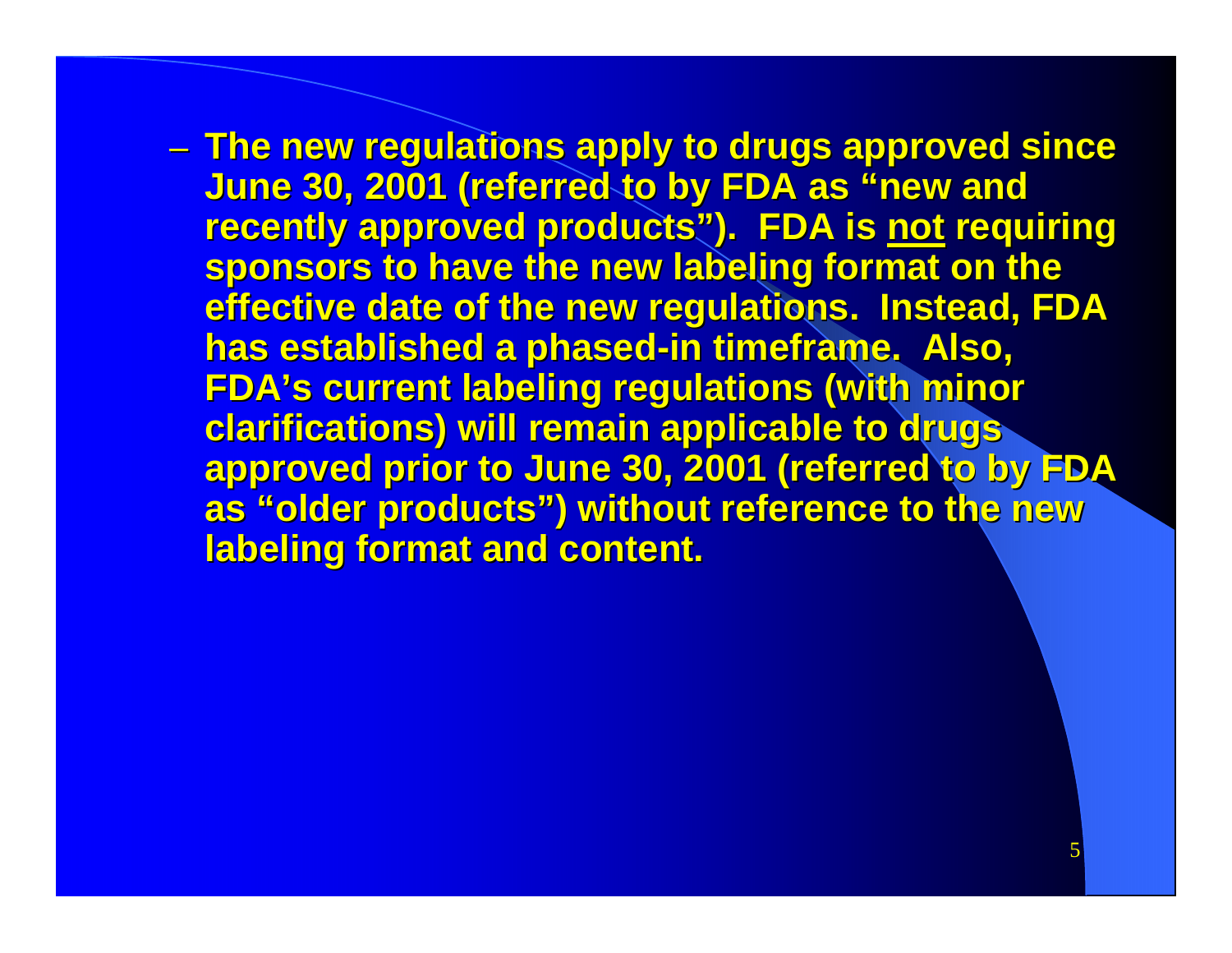- The new regulations apply to drugs approved since June 30, 2001 (referred to by FDA as "new and recently approved products"). FDA is <u>not</u> requiring sponsors to have the new labeling format on the effective date of the new regulations. Instead, FDA has established a phased-in timeframe. Also, FDA's current labeling regulations (with minor clarifications) will remain applicable to drugs approved prior to June 30, 2001 (referred to by FDA as "older products") without reference to the new labeling format and content.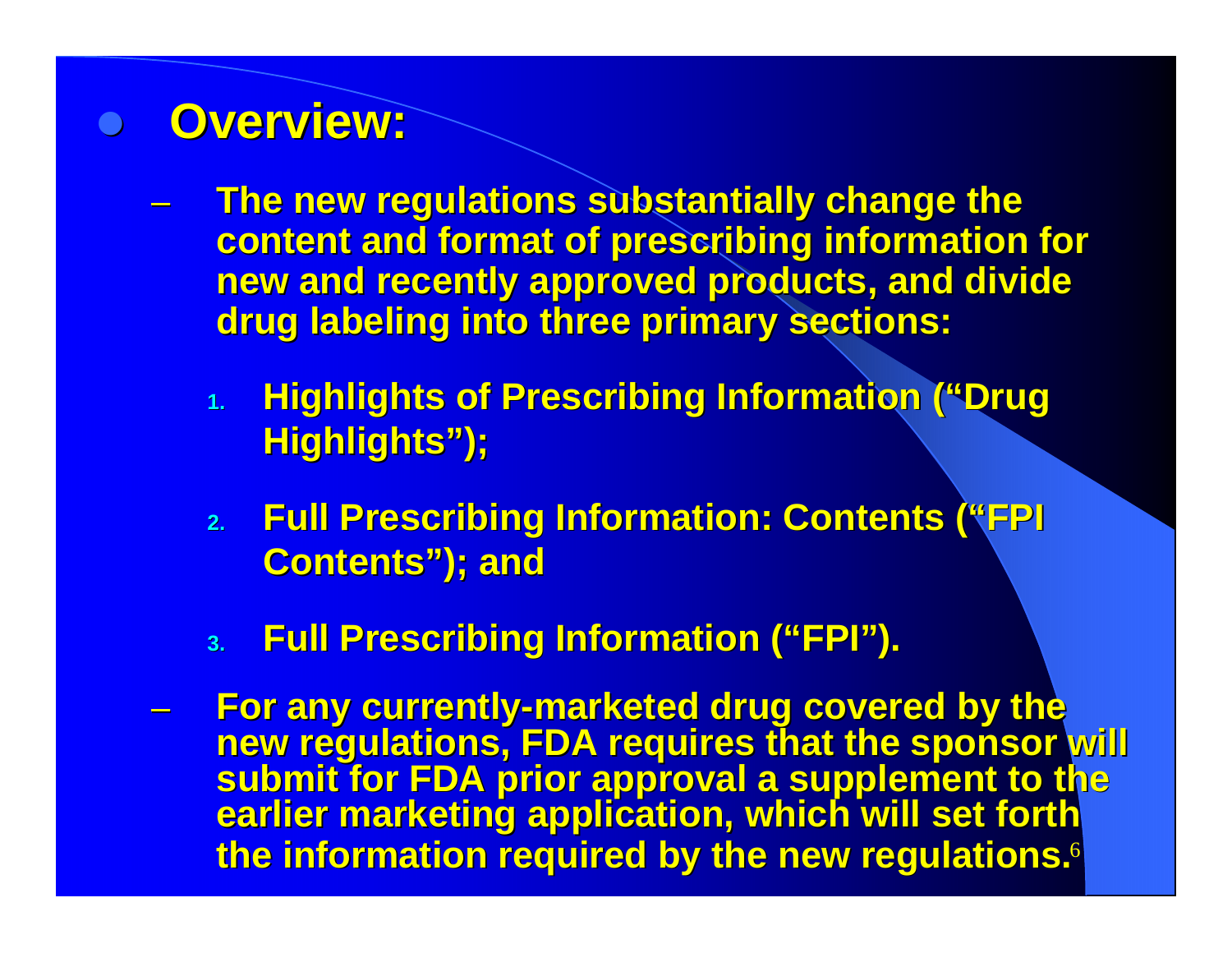- **Overview:**
  - **The new regulations substantially change the content and format of prescribing information for new and recently approved products, and divide drug labeling into three primary sections:**
    1. **Highlights of Prescribing Information ("Drug Highlights");**
    2. **Full Prescribing Information: Contents ("FPI Contents"); and**
    3. **Full Prescribing Information ("FPI").**
  - **For any currently-marketed drug covered by the new regulations, FDA requires that the sponsor will submit for FDA prior approval a supplement to the earlier marketing application, which will set forth the information required by the new regulations.**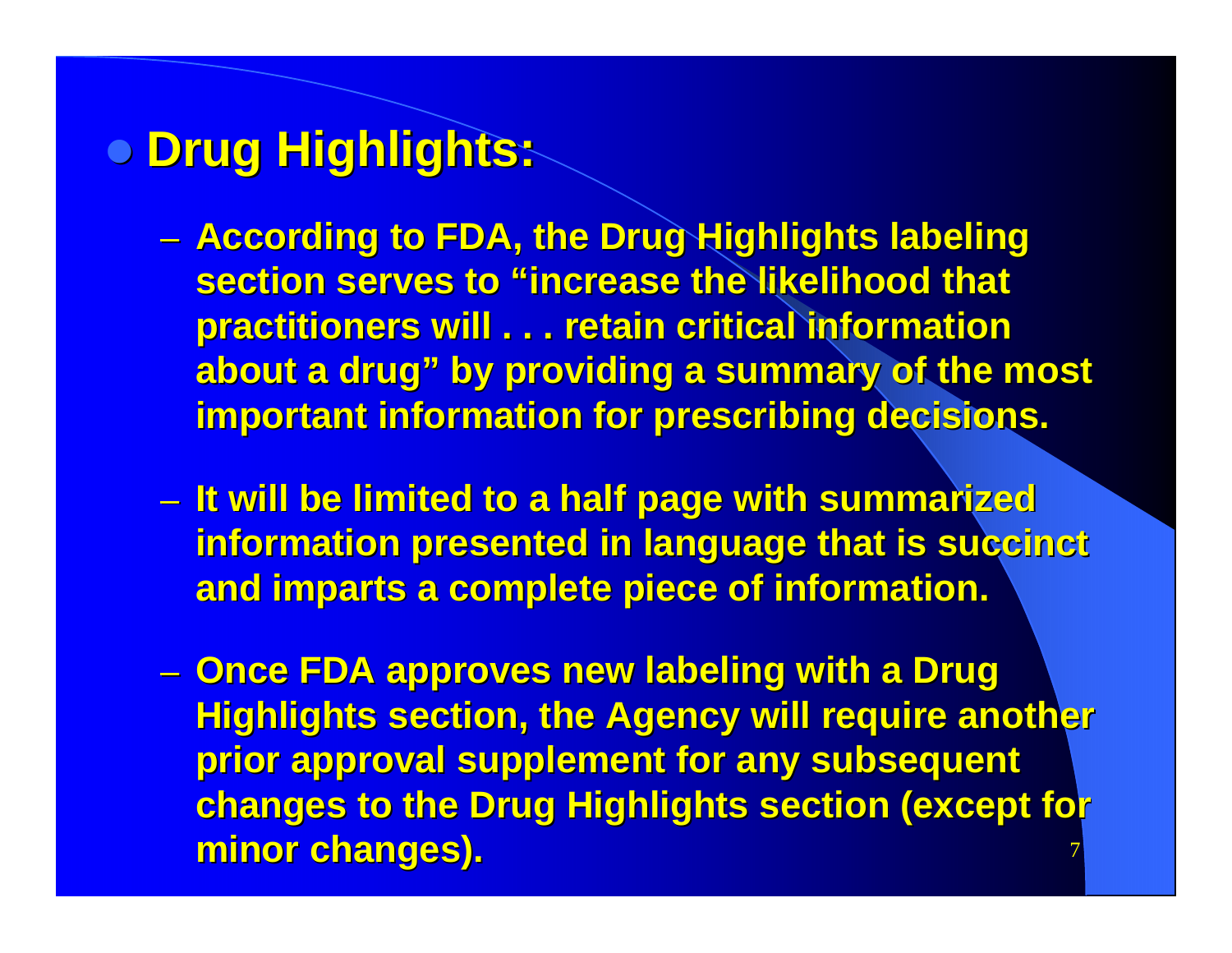- **Drug Highlights:**
  - **According to FDA, the Drug Highlights labeling section serves to "increase the likelihood that practitioners will . . . retain critical information about a drug" by providing a summary of the most important information for prescribing decisions.**
  - **It will be limited to a half page with summarized information presented in language that is succinct and imparts a complete piece of information.**
  - **Once FDA approves new labeling with a Drug Highlights section, the Agency will require another prior approval supplement for any subsequent changes to the Drug Highlights section (except for minor changes).**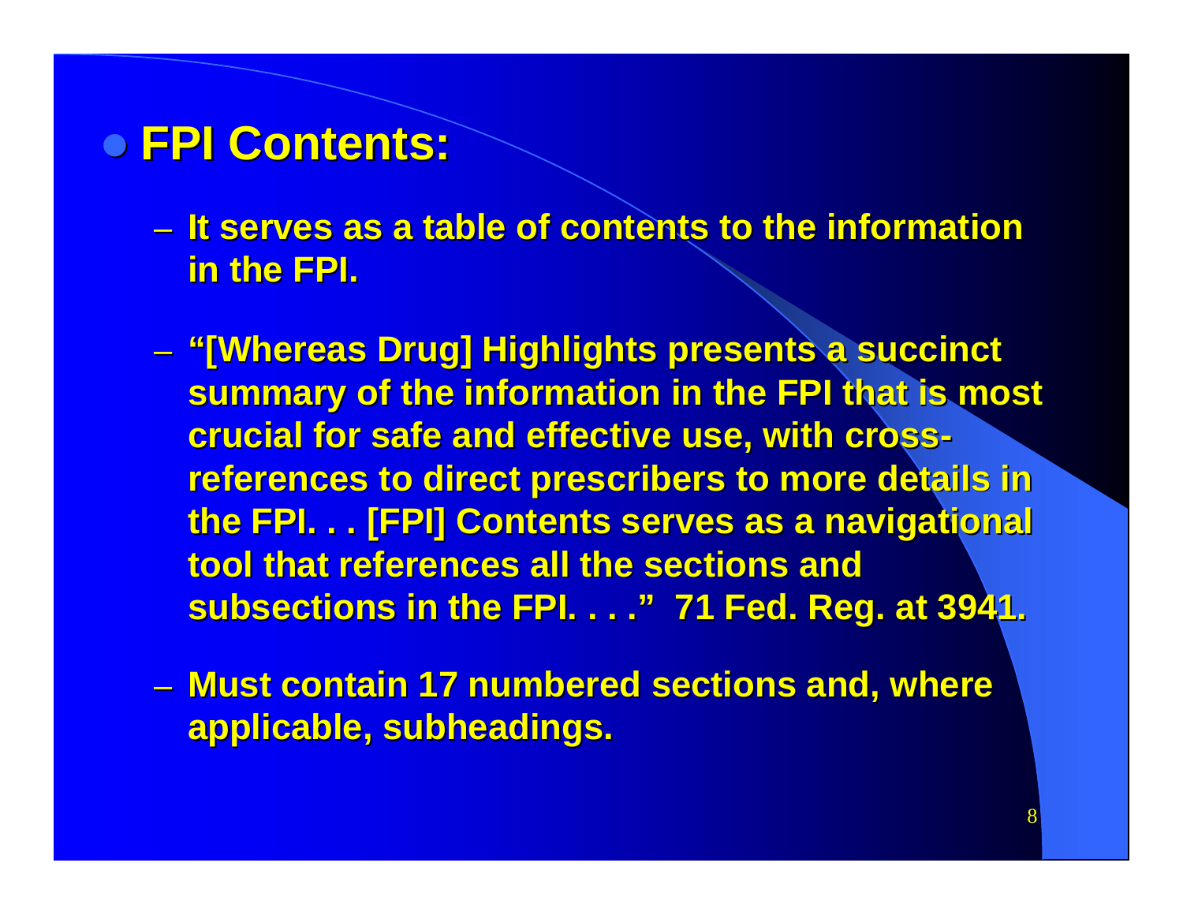- **FPI Contents:**
  - It serves as a table of contents to the information in the FPI.
  - "[Whereas Drug] Highlights presents a succinct summary of the information in the FPI that is most crucial for safe and effective use, with cross-references to direct prescribers to more details in the FPI. . . [FPI] Contents serves as a navigational tool that references all the sections and subsections in the FPI. . . ." 71 Fed. Reg. at 3941.
  - Must contain 17 numbered sections and, where applicable, subheadings.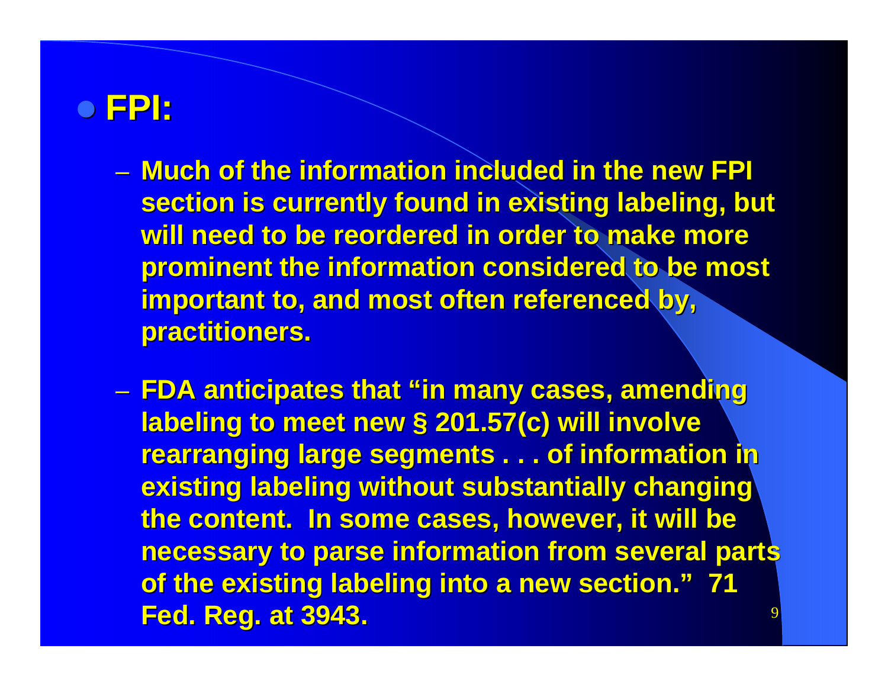- **FPI:**
  - **Much of the information included in the new FPI section is currently found in existing labeling, but will need to be reordered in order to make more prominent the information considered to be most important to, and most often referenced by, practitioners.**
  - **FDA anticipates that "in many cases, amending labeling to meet new § 201.57(c) will involve rearranging large segments . . . of information in existing labeling without substantially changing the content. In some cases, however, it will be necessary to parse information from several parts of the existing labeling into a new section." 71 Fed. Reg. at 3943.**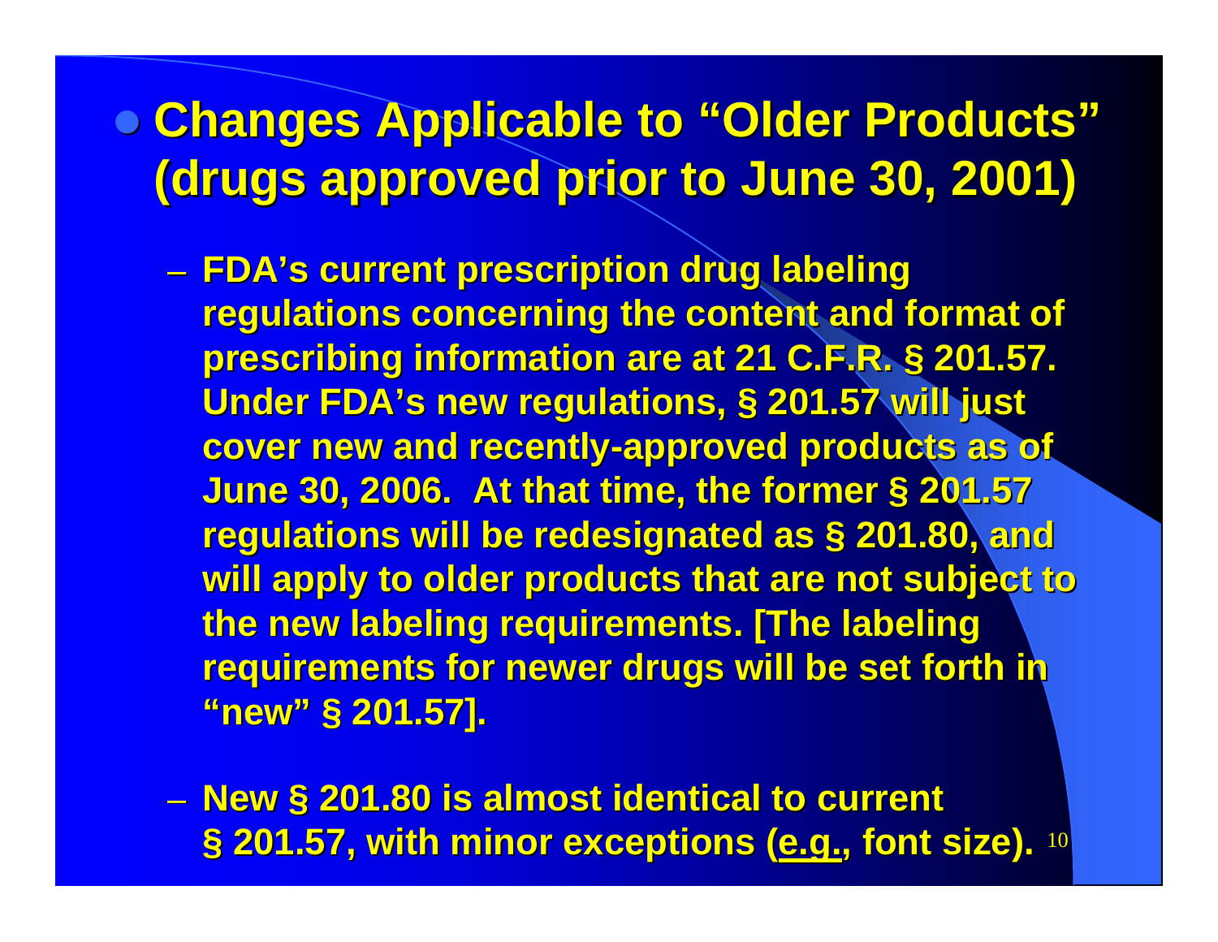- **Changes Applicable to "Older Products" (drugs approved prior to June 30, 2001)**

  - **FDA's current prescription drug labeling regulations concerning the content and format of prescribing information are at 21 C.F.R. § 201.57. Under FDA's new regulations, § 201.57 will just cover new and recently-approved products as of June 30, 2006. At that time, the former § 201.57 regulations will be redesignated as § 201.80, and will apply to older products that are not subject to the new labeling requirements. [The labeling requirements for newer drugs will be set forth in "new" § 201.57].**

  - **New § 201.80 is almost identical to current § 201.57, with minor exceptions (e.g., font size).**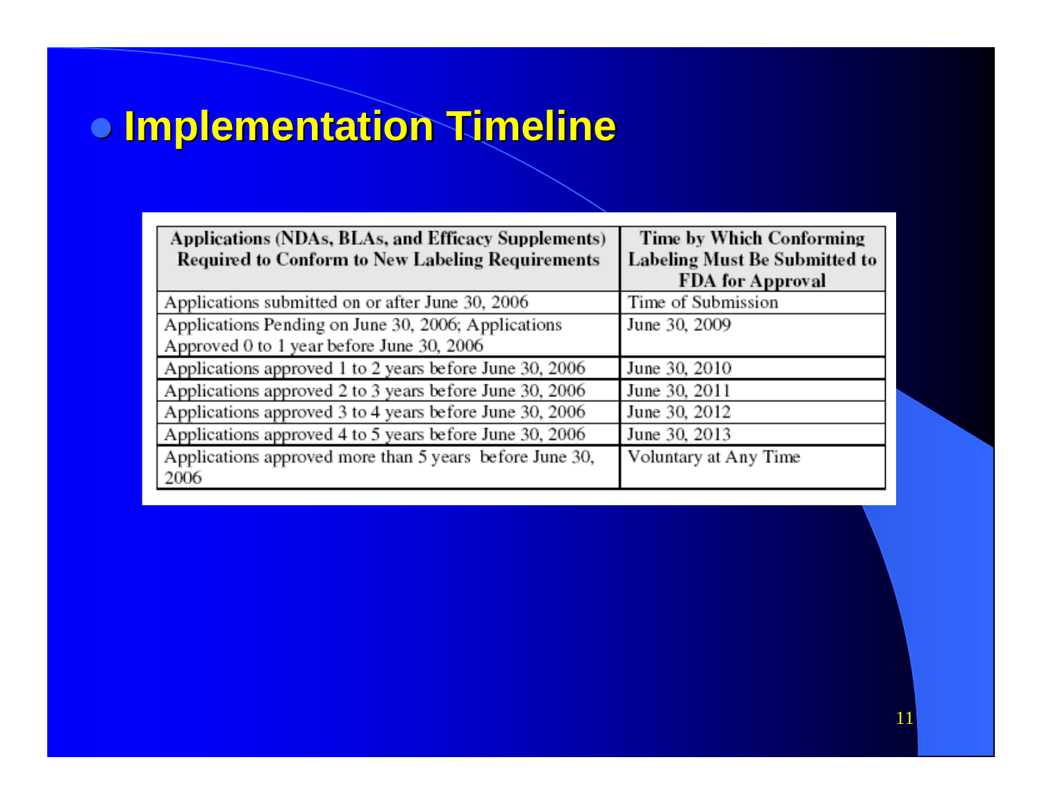# Implementation Timeline

| Applications (NDAs, BLAs, and Efficacy Supplements) Required to Conform to New Labeling Requirements | Time by Which Conforming Labeling Must Be Submitted to FDA for Approval |
|---|---|
| Applications submitted on or after June 30, 2006 | Time of Submission |
| Applications Pending on June 30, 2006; Applications Approved 0 to 1 year before June 30, 2006 | June 30, 2009 |
| Applications approved 1 to 2 years before June 30, 2006 | June 30, 2010 |
| Applications approved 2 to 3 years before June 30, 2006 | June 30, 2011 |
| Applications approved 3 to 4 years before June 30, 2006 | June 30, 2012 |
| Applications approved 4 to 5 years before June 30, 2006 | June 30, 2013 |
| Applications approved more than 5 years before June 30, 2006 | Voluntary at Any Time |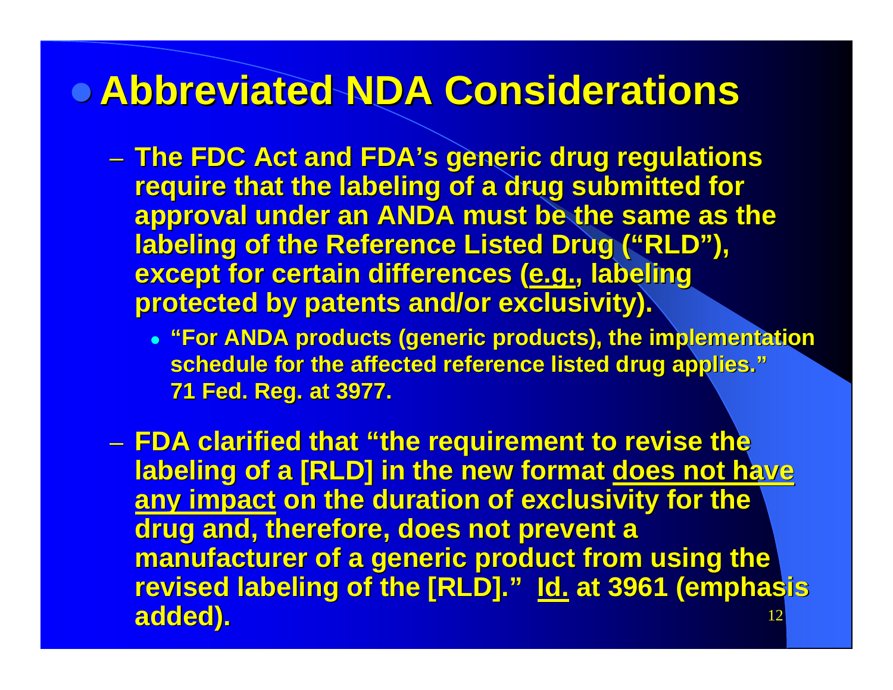# Abbreviated NDA Considerations

- The FDC Act and FDA's generic drug regulations require that the labeling of a drug submitted for approval under an ANDA must be the same as the labeling of the Reference Listed Drug ("RLD"), except for certain differences (<u>e.g.</u>, labeling protected by patents and/or exclusivity).
  - "For ANDA products (generic products), the implementation schedule for the affected reference listed drug applies." 71 Fed. Reg. at 3977.
- FDA clarified that "the requirement to revise the labeling of a [RLD] in the new format <u>does not have any impact</u> on the duration of exclusivity for the drug and, therefore, does not prevent a manufacturer of a generic product from using the revised labeling of the [RLD]." <u>Id.</u> at 3961 (emphasis added).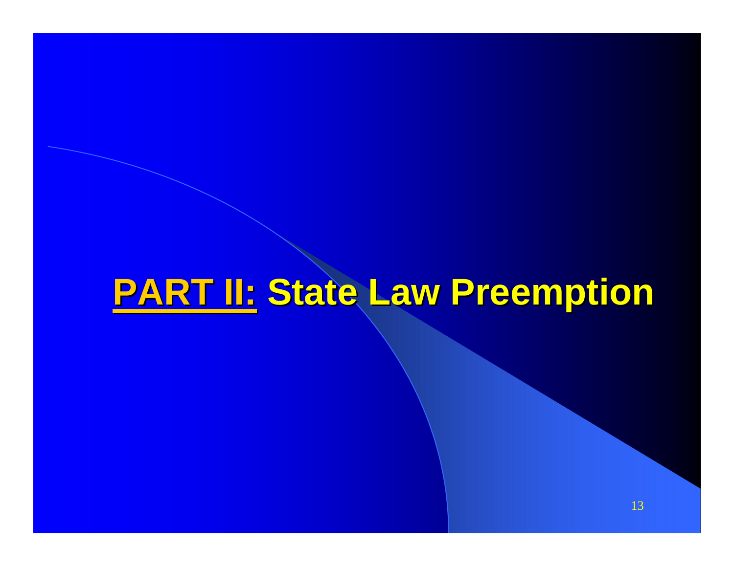# **PART II:** State Law Preemption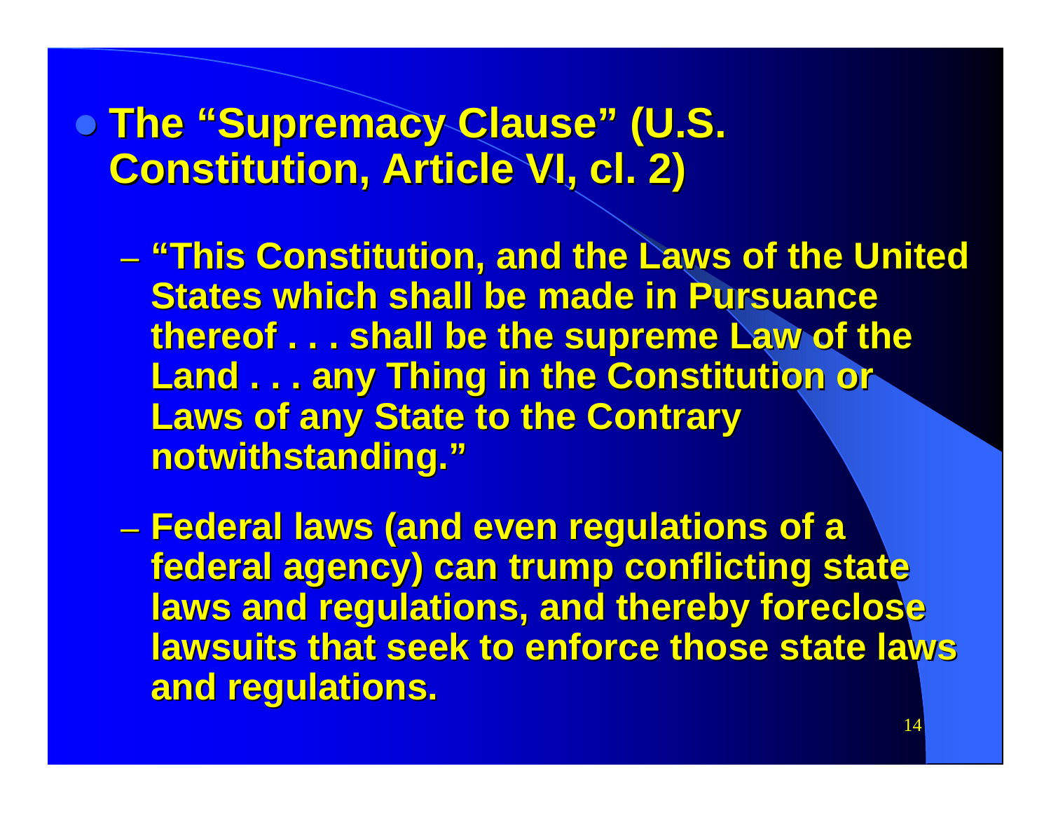- **The "Supremacy Clause" (U.S. Constitution, Article VI, cl. 2)**
  - **"This Constitution, and the Laws of the United States which shall be made in Pursuance thereof . . . shall be the supreme Law of the Land . . . any Thing in the Constitution or Laws of any State to the Contrary notwithstanding."**
  - **Federal laws (and even regulations of a federal agency) can trump conflicting state laws and regulations, and thereby foreclose lawsuits that seek to enforce those state laws and regulations.**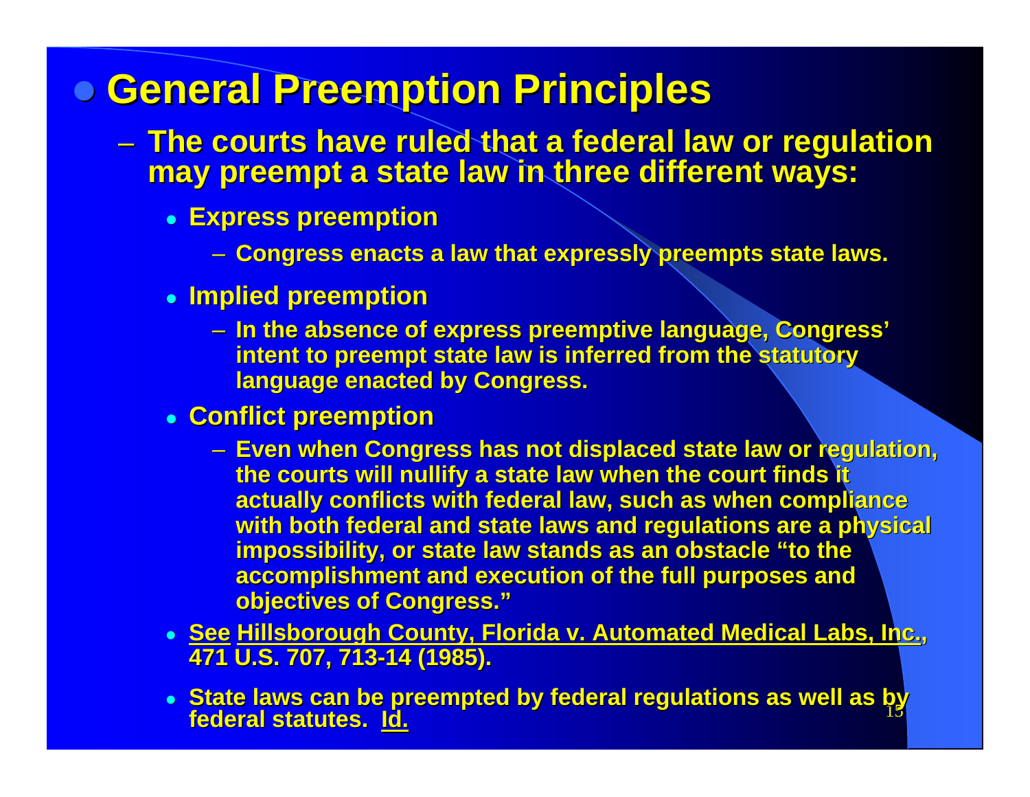# General Preemption Principles

- The courts have ruled that a federal law or regulation may preempt a state law in three different ways:
  - **Express preemption**
    - Congress enacts a law that expressly preempts state laws.
  - **Implied preemption**
    - In the absence of express preemptive language, Congress' intent to preempt state law is inferred from the statutory language enacted by Congress.
  - **Conflict preemption**
    - Even when Congress has not displaced state law or regulation, the courts will nullify a state law when the court finds it actually conflicts with federal law, such as when compliance with both federal and state laws and regulations are a physical impossibility, or state law stands as an obstacle "to the accomplishment and execution of the full purposes and objectives of Congress."
  - See Hillsborough County, Florida v. Automated Medical Labs, Inc., 471 U.S. 707, 713-14 (1985).
  - State laws can be preempted by federal regulations as well as by federal statutes. Id.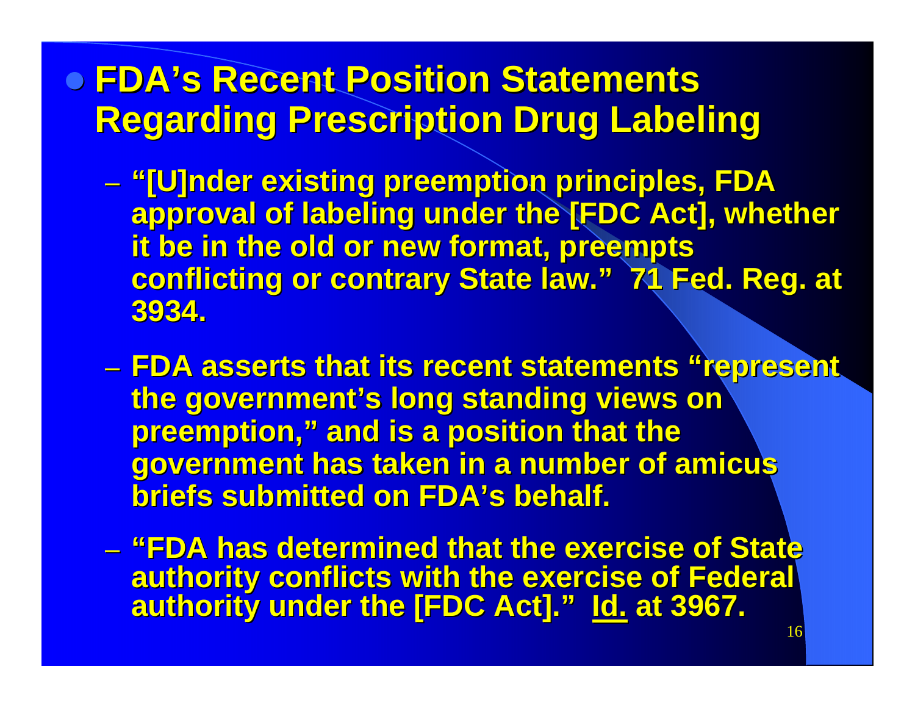- **FDA's Recent Position Statements Regarding Prescription Drug Labeling**
  - **"[U]nder existing preemption principles, FDA approval of labeling under the [FDC Act], whether it be in the old or new format, preempts conflicting or contrary State law." 71 Fed. Reg. at 3934.**
  - **FDA asserts that its recent statements "represent the government's long standing views on preemption," and is a position that the government has taken in a number of amicus briefs submitted on FDA's behalf.**
  - **"FDA has determined that the exercise of State authority conflicts with the exercise of Federal authority under the [FDC Act]." Id. at 3967.**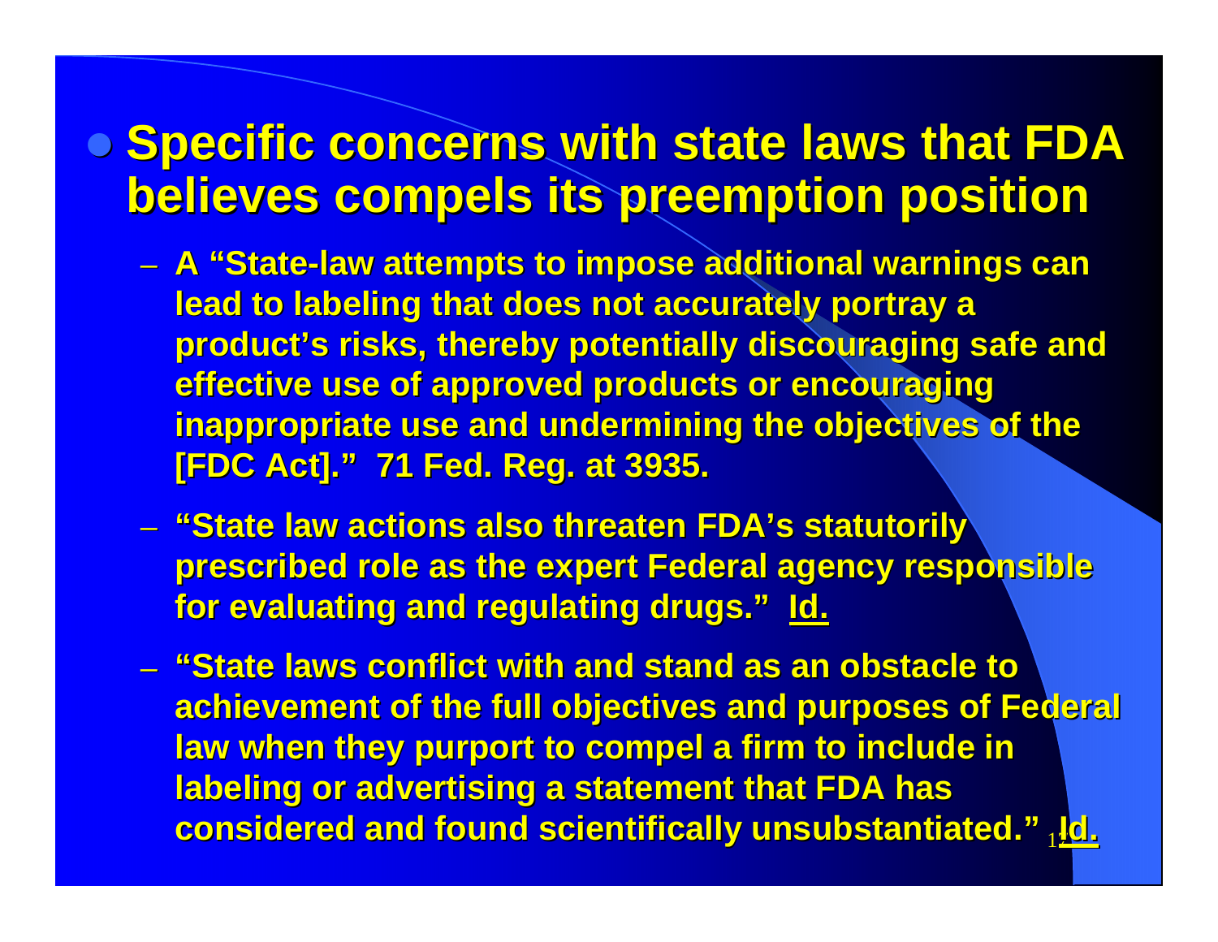- **Specific concerns with state laws that FDA believes compels its preemption position**
  - A "State-law attempts to impose additional warnings can lead to labeling that does not accurately portray a product's risks, thereby potentially discouraging safe and effective use of approved products or encouraging inappropriate use and undermining the objectives of the [FDC Act]." 71 Fed. Reg. at 3935.
  - "State law actions also threaten FDA's statutorily prescribed role as the expert Federal agency responsible for evaluating and regulating drugs." Id.
  - "State laws conflict with and stand as an obstacle to achievement of the full objectives and purposes of Federal law when they purport to compel a firm to include in labeling or advertising a statement that FDA has considered and found scientifically unsubstantiated." Id.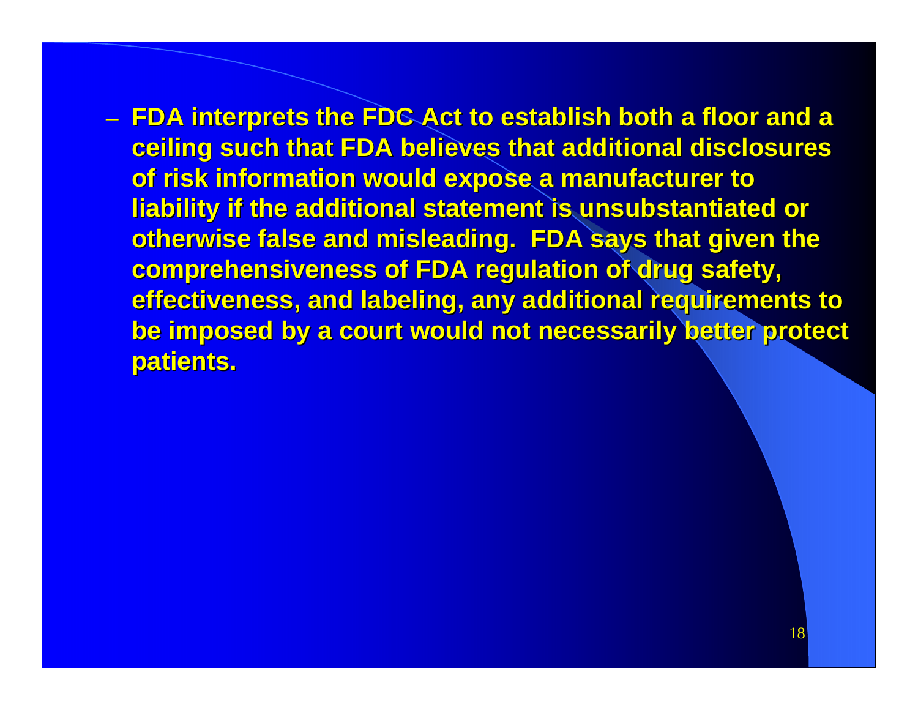- FDA interprets the FDC Act to establish both a floor and a ceiling such that FDA believes that additional disclosures of risk information would expose a manufacturer to liability if the additional statement is unsubstantiated or otherwise false and misleading. FDA says that given the comprehensiveness of FDA regulation of drug safety, effectiveness, and labeling, any additional requirements to be imposed by a court would not necessarily better protect patients.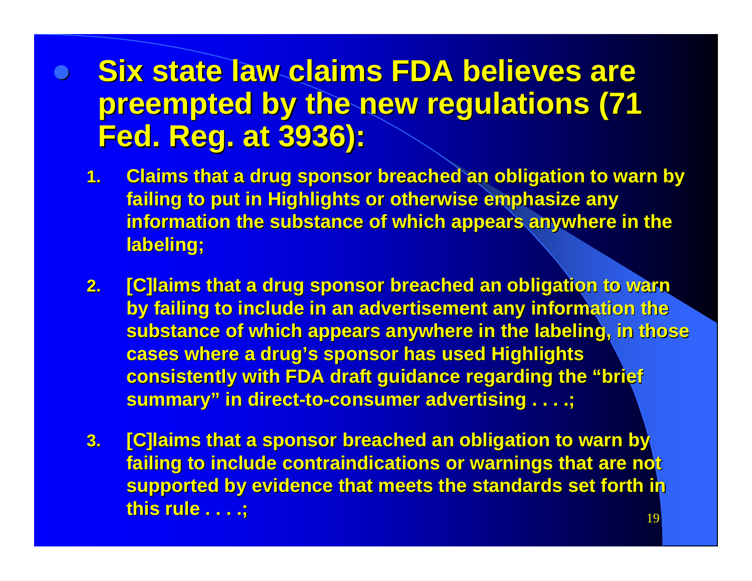- **Six state law claims FDA believes are preempted by the new regulations (71 Fed. Reg. at 3936):**

  1. **Claims that a drug sponsor breached an obligation to warn by failing to put in Highlights or otherwise emphasize any information the substance of which appears anywhere in the labeling;**
  2. **[C]laims that a drug sponsor breached an obligation to warn by failing to include in an advertisement any information the substance of which appears anywhere in the labeling, in those cases where a drug's sponsor has used Highlights consistently with FDA draft guidance regarding the "brief summary" in direct-to-consumer advertising . . . .;**
  3. **[C]laims that a sponsor breached an obligation to warn by failing to include contraindications or warnings that are not supported by evidence that meets the standards set forth in this rule . . . .;**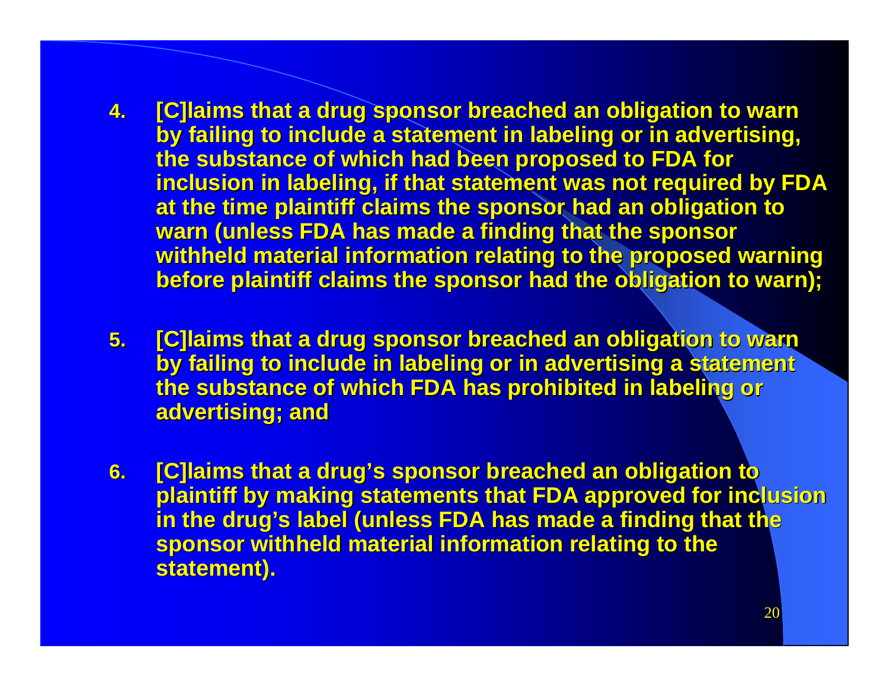4. [C]laims that a drug sponsor breached an obligation to warn by failing to include a statement in labeling or in advertising, the substance of which had been proposed to FDA for inclusion in labeling, if that statement was not required by FDA at the time plaintiff claims the sponsor had an obligation to warn (unless FDA has made a finding that the sponsor withheld material information relating to the proposed warning before plaintiff claims the sponsor had the obligation to warn);

5. [C]laims that a drug sponsor breached an obligation to warn by failing to include in labeling or in advertising a statement the substance of which FDA has prohibited in labeling or advertising; and

6. [C]laims that a drug's sponsor breached an obligation to plaintiff by making statements that FDA approved for inclusion in the drug's label (unless FDA has made a finding that the sponsor withheld material information relating to the statement).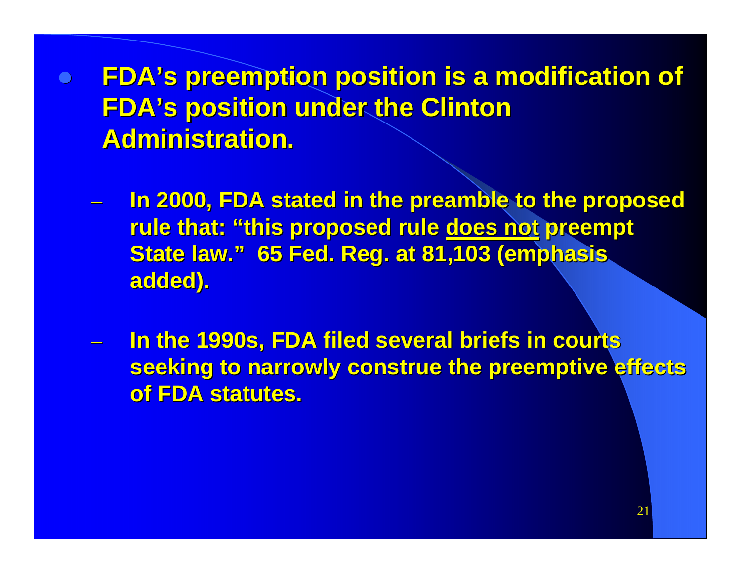- **FDA's preemption position is a modification of FDA's position under the Clinton Administration.**
  - **In 2000, FDA stated in the preamble to the proposed rule that: "this proposed rule <u>does not</u> preempt State law." 65 Fed. Reg. at 81,103 (emphasis added).**
  - **In the 1990s, FDA filed several briefs in courts seeking to narrowly construe the preemptive effects of FDA statutes.**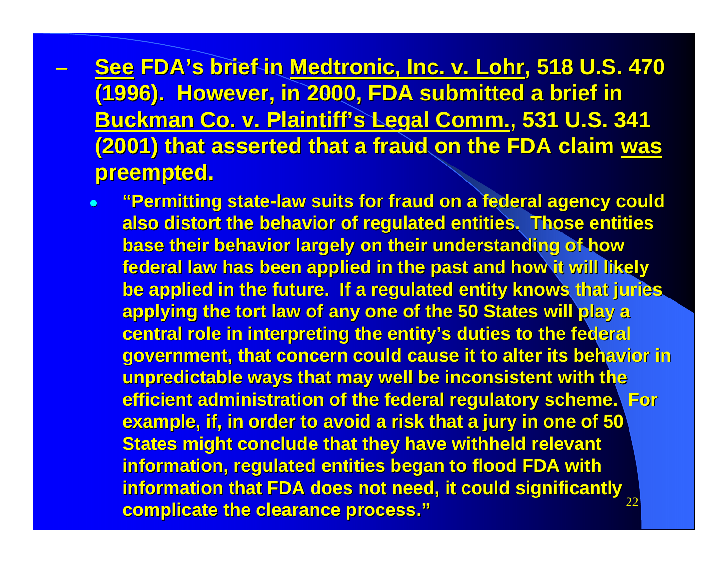- <u>See</u> FDA's brief in <u>Medtronic, Inc. v. Lohr</u>, 518 U.S. 470 (1996). However, in 2000, FDA submitted a brief in <u>Buckman Co. v. Plaintiff's Legal Comm.</u>, 531 U.S. 341 (2001) that asserted that a fraud on the FDA claim <u>was</u> preempted.
  - "Permitting state-law suits for fraud on a federal agency could also distort the behavior of regulated entities. Those entities base their behavior largely on their understanding of how federal law has been applied in the past and how it will likely be applied in the future. If a regulated entity knows that juries applying the tort law of any one of the 50 States will play a central role in interpreting the entity's duties to the federal government, that concern could cause it to alter its behavior in unpredictable ways that may well be inconsistent with the efficient administration of the federal regulatory scheme. For example, if, in order to avoid a risk that a jury in one of 50 States might conclude that they have withheld relevant information, regulated entities began to flood FDA with information that FDA does not need, it could significantly complicate the clearance process."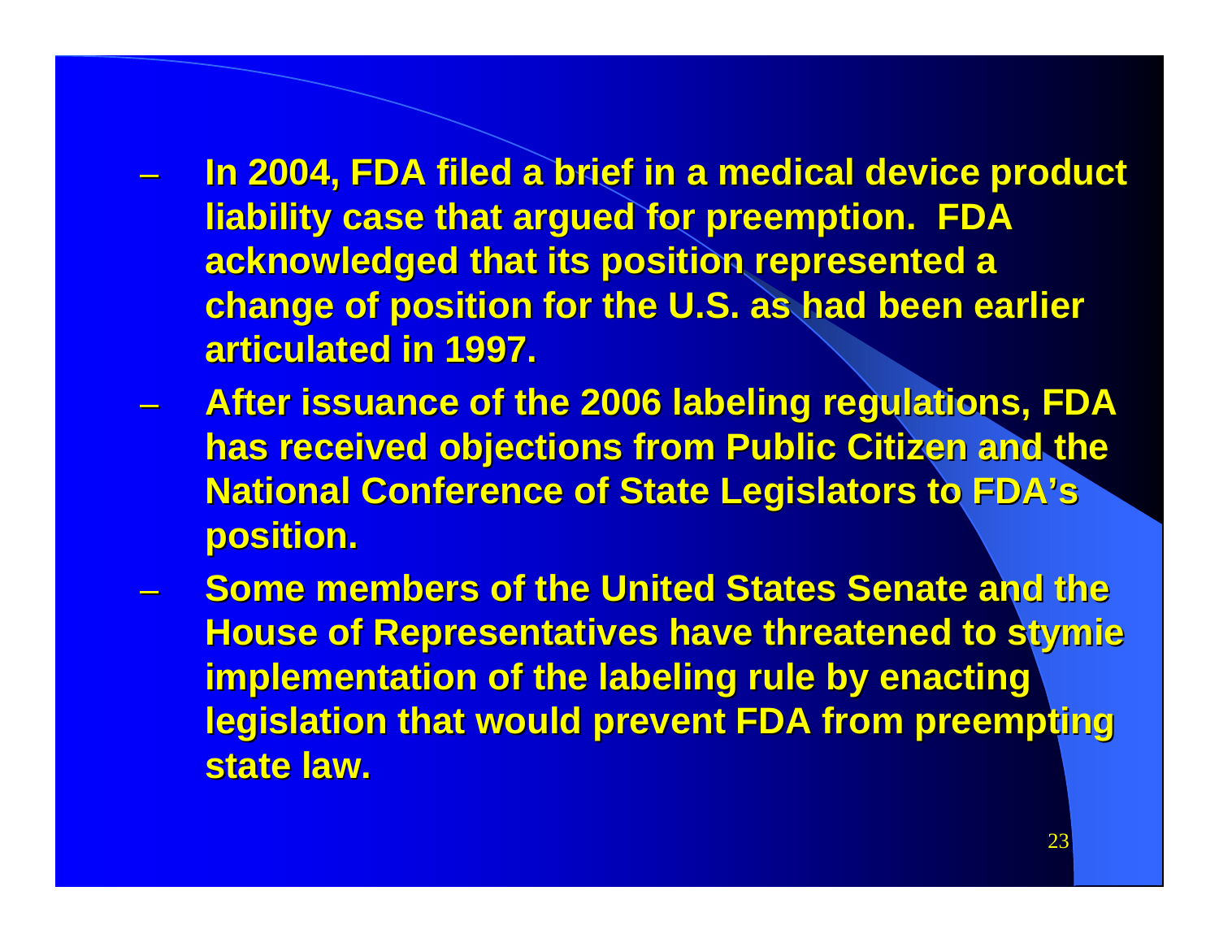- In 2004, FDA filed a brief in a medical device product liability case that argued for preemption. FDA acknowledged that its position represented a change of position for the U.S. as had been earlier articulated in 1997.
- After issuance of the 2006 labeling regulations, FDA has received objections from Public Citizen and the National Conference of State Legislators to FDA's position.
- Some members of the United States Senate and the House of Representatives have threatened to stymie implementation of the labeling rule by enacting legislation that would prevent FDA from preempting state law.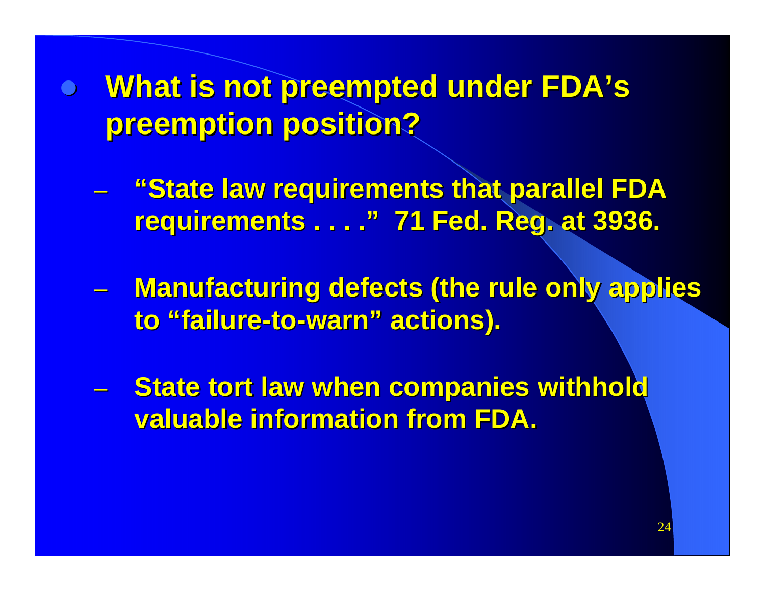- **What is not preempted under FDA's preemption position?**

  - **"State law requirements that parallel FDA requirements . . . ." 71 Fed. Reg. at 3936.**

  - **Manufacturing defects (the rule only applies to "failure-to-warn" actions).**

  - **State tort law when companies withhold valuable information from FDA.**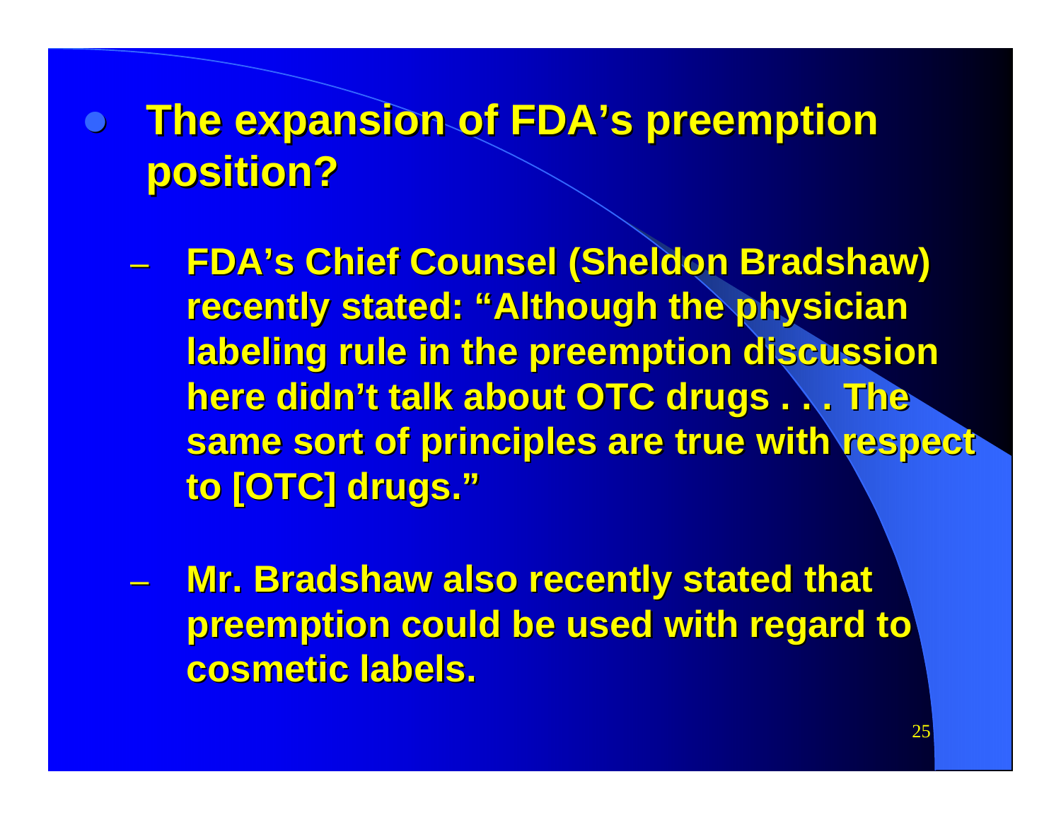- **The expansion of FDA's preemption position?**
  - **FDA's Chief Counsel (Sheldon Bradshaw) recently stated: "Although the physician labeling rule in the preemption discussion here didn't talk about OTC drugs . . . The same sort of principles are true with respect to [OTC] drugs."**
  - **Mr. Bradshaw also recently stated that preemption could be used with regard to cosmetic labels.**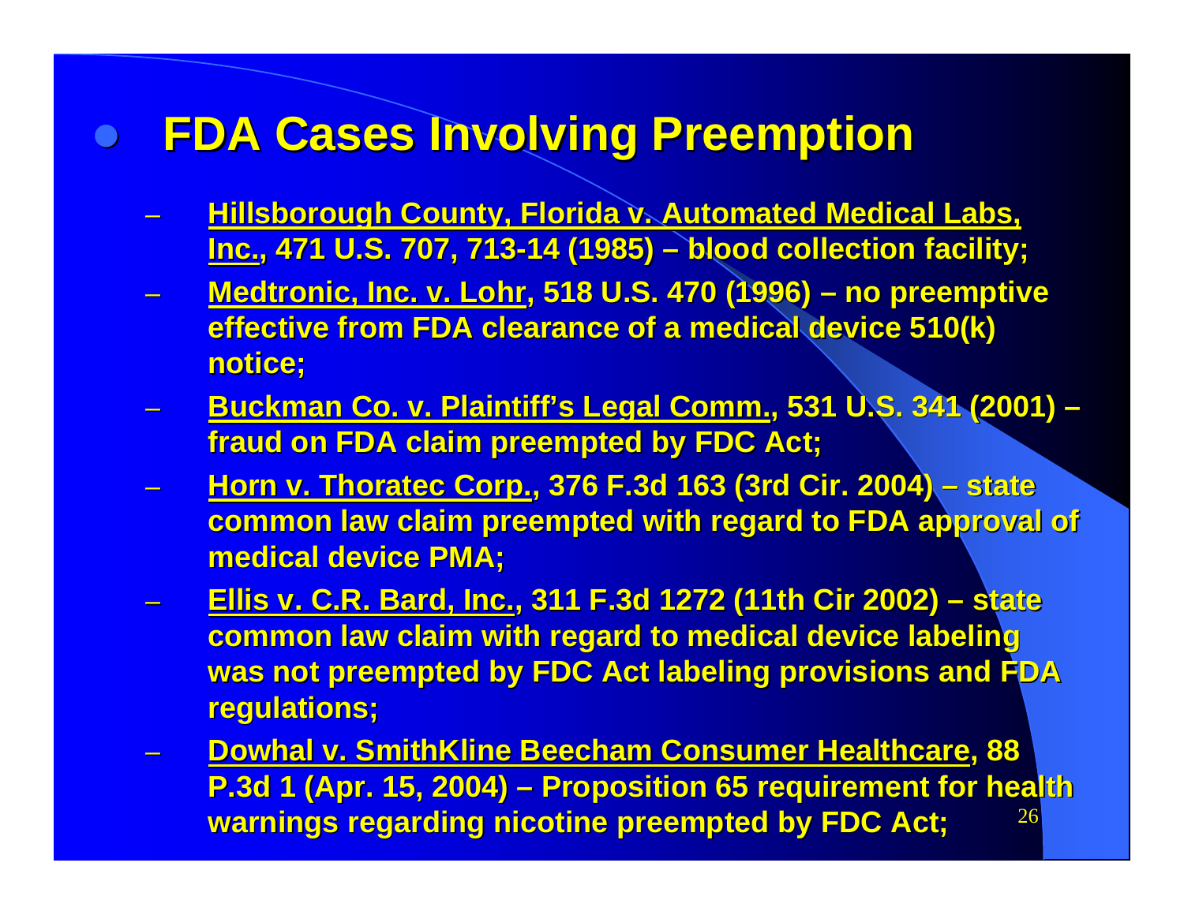# FDA Cases Involving Preemption

- Hillsborough County, Florida v. Automated Medical Labs, Inc., 471 U.S. 707, 713-14 (1985) – blood collection facility;
- Medtronic, Inc. v. Lohr, 518 U.S. 470 (1996) – no preemptive effective from FDA clearance of a medical device 510(k) notice;
- Buckman Co. v. Plaintiff's Legal Comm., 531 U.S. 341 (2001) – fraud on FDA claim preempted by FDC Act;
- Horn v. Thoratec Corp., 376 F.3d 163 (3rd Cir. 2004) – state common law claim preempted with regard to FDA approval of medical device PMA;
- Ellis v. C.R. Bard, Inc., 311 F.3d 1272 (11th Cir 2002) – state common law claim with regard to medical device labeling was not preempted by FDC Act labeling provisions and FDA regulations;
- Dowhal v. SmithKline Beecham Consumer Healthcare, 88 P.3d 1 (Apr. 15, 2004) – Proposition 65 requirement for health warnings regarding nicotine preempted by FDC Act;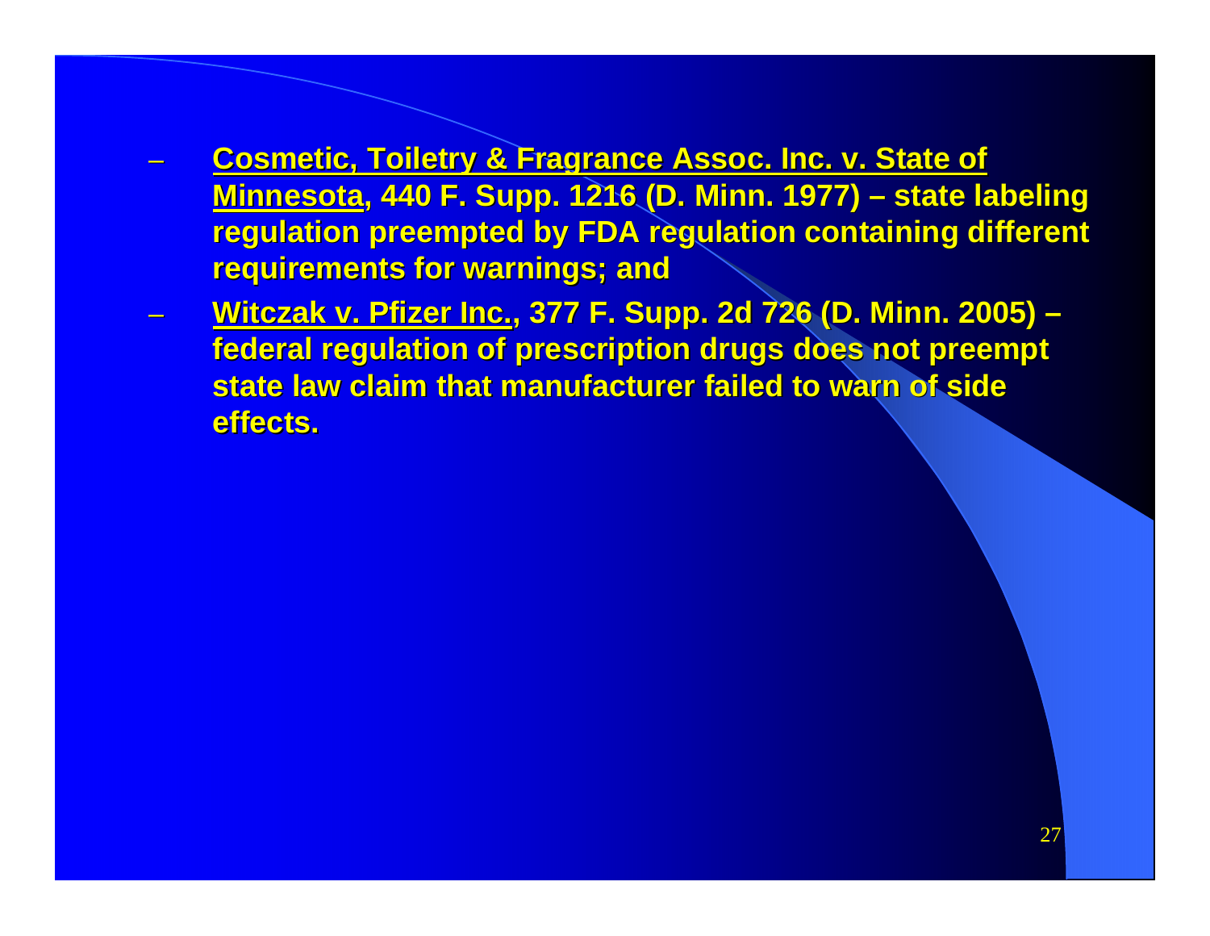- Cosmetic, Toiletry & Fragrance Assoc. Inc. v. State of Minnesota, 440 F. Supp. 1216 (D. Minn. 1977) – state labeling regulation preempted by FDA regulation containing different requirements for warnings; and
- Witczak v. Pfizer Inc., 377 F. Supp. 2d 726 (D. Minn. 2005) – federal regulation of prescription drugs does not preempt state law claim that manufacturer failed to warn of side effects.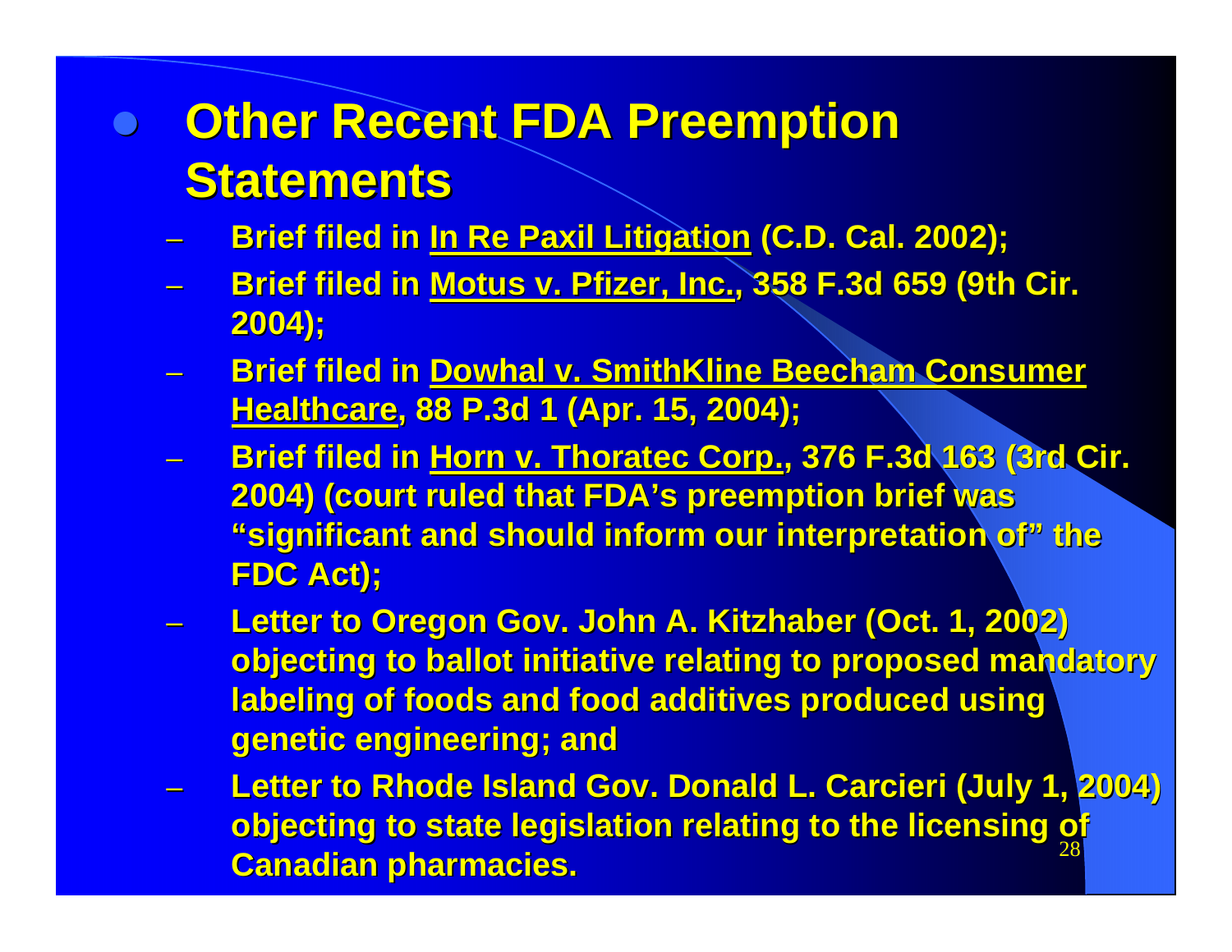- **Other Recent FDA Preemption Statements**
  - **Brief filed in <u>In Re Paxil Litigation</u> (C.D. Cal. 2002);**
  - **Brief filed in <u>Motus v. Pfizer, Inc.</u>, 358 F.3d 659 (9th Cir. 2004);**
  - **Brief filed in <u>Dowhal v. SmithKline Beecham Consumer Healthcare</u>, 88 P.3d 1 (Apr. 15, 2004);**
  - **Brief filed in <u>Horn v. Thoratec Corp.</u>, 376 F.3d 163 (3rd Cir. 2004) (court ruled that FDA's preemption brief was "significant and should inform our interpretation of" the FDC Act);**
  - **Letter to Oregon Gov. John A. Kitzhaber (Oct. 1, 2002) objecting to ballot initiative relating to proposed mandatory labeling of foods and food additives produced using genetic engineering; and**
  - **Letter to Rhode Island Gov. Donald L. Carcieri (July 1, 2004) objecting to state legislation relating to the licensing of Canadian pharmacies.**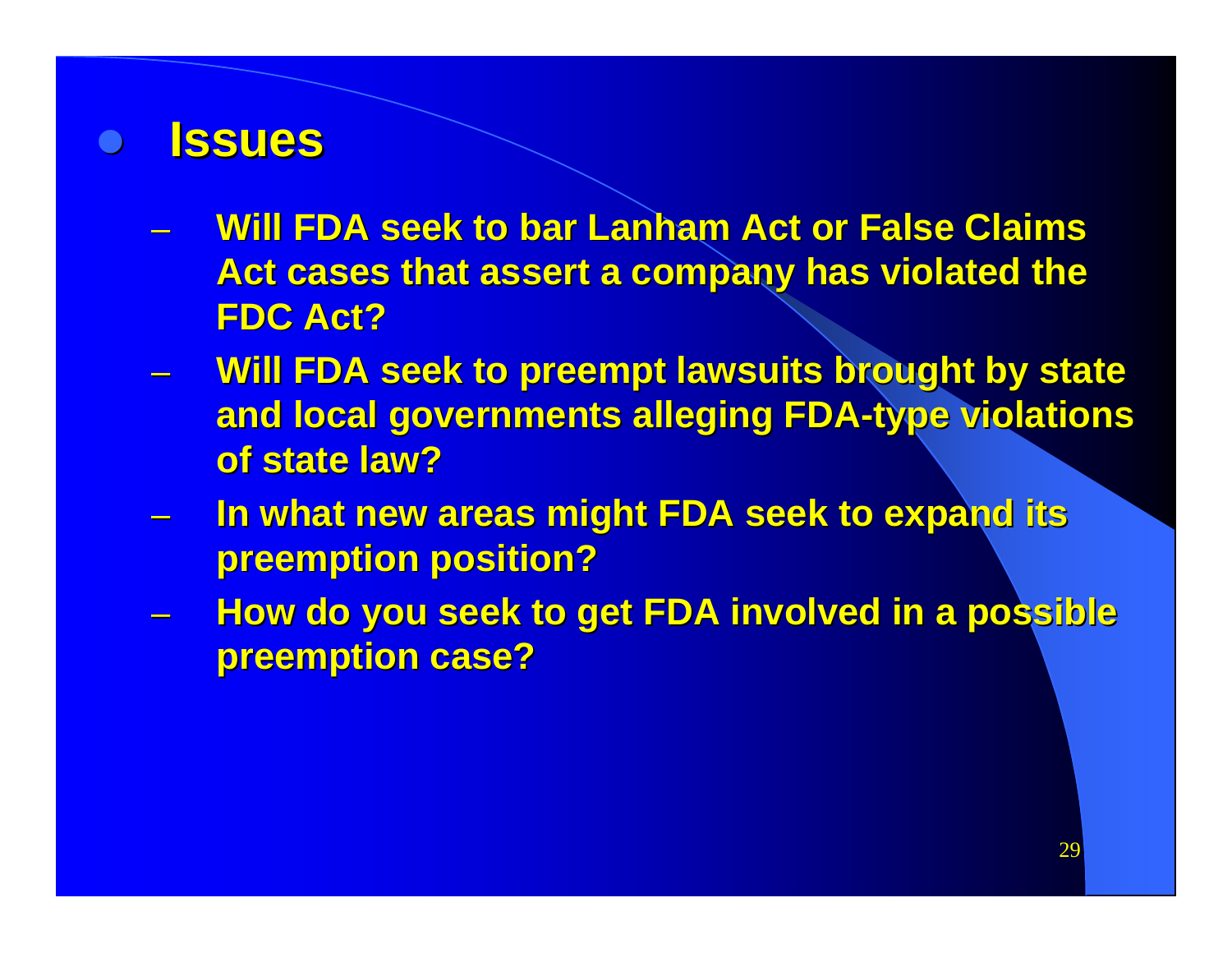- **Issues**
  - **Will FDA seek to bar Lanham Act or False Claims Act cases that assert a company has violated the FDC Act?**
  - **Will FDA seek to preempt lawsuits brought by state and local governments alleging FDA-type violations of state law?**
  - **In what new areas might FDA seek to expand its preemption position?**
  - **How do you seek to get FDA involved in a possible preemption case?**